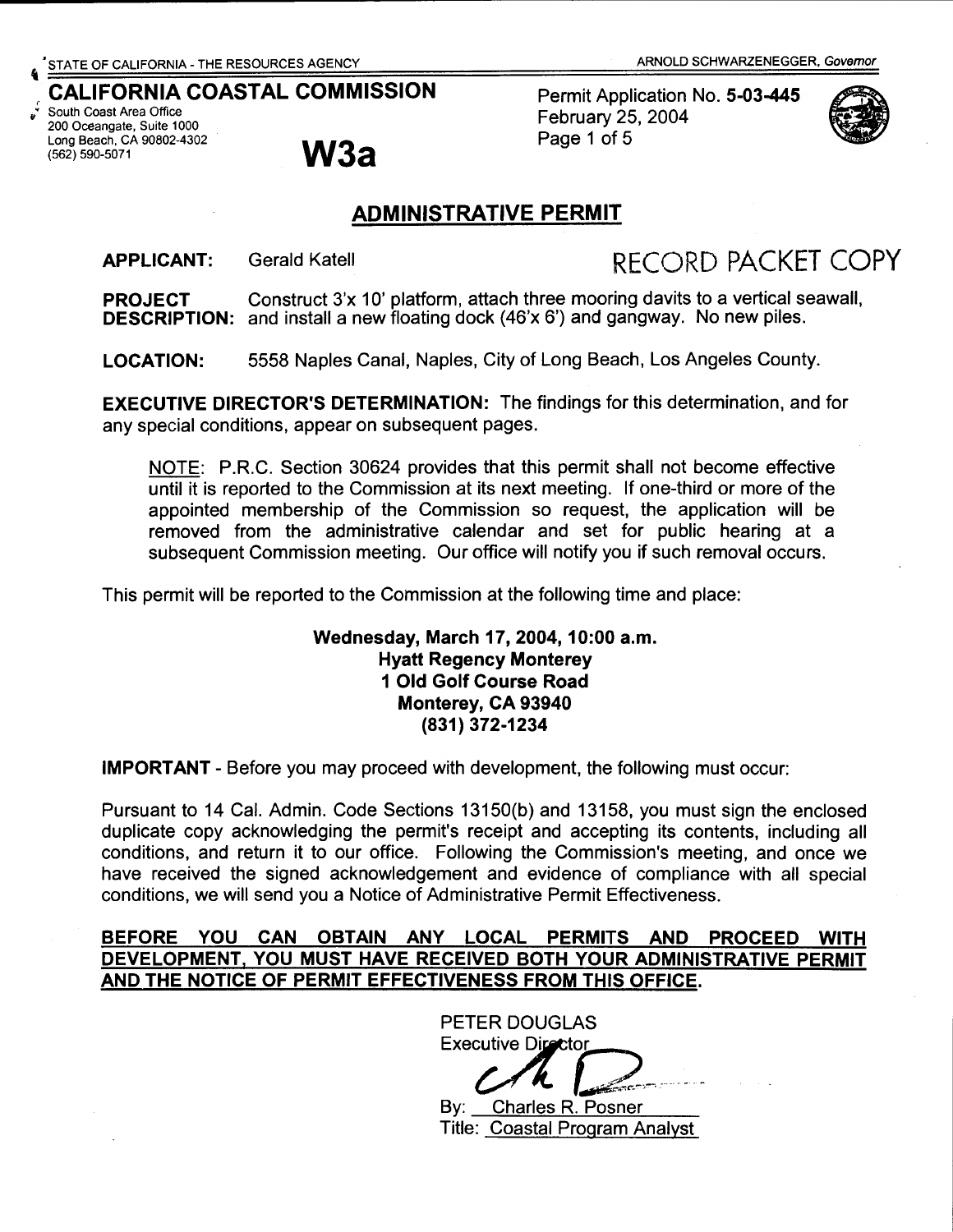STATE OF CALIFORNIA - THE RESOURCES AGENCY

ARNOLD SCHWARZENEGGER, *Governor*

# CALIFORNIA COASTAL COMMISSION

South Coast Area Office
200 Oceangate, Suite 1000
Long Beach, CA 90802-4302
(562) 590-5071

# W3a

Permit Application No. **5-03-445**
February 25, 2004

## ADMINISTRATIVE PERMIT

**APPLICANT:** Gerald Katell

RECORD PACKET COPY

**PROJECT DESCRIPTION:** Construct 3'x 10' platform, attach three mooring davits to a vertical seawall, and install a new floating dock (46'x 6') and gangway. No new piles.

**LOCATION:** 5558 Naples Canal, Naples, City of Long Beach, Los Angeles County.

**EXECUTIVE DIRECTOR'S DETERMINATION:** The findings for this determination, and for any special conditions, appear on subsequent pages.

NOTE: P.R.C. Section 30624 provides that this permit shall not become effective until it is reported to the Commission at its next meeting. If one-third or more of the appointed membership of the Commission so request, the application will be removed from the administrative calendar and set for public hearing at a subsequent Commission meeting. Our office will notify you if such removal occurs.

This permit will be reported to the Commission at the following time and place:

**Wednesday, March 17, 2004, 10:00 a.m.**
**Hyatt Regency Monterey**
**1 Old Golf Course Road**
**Monterey, CA 93940**
**(831) 372-1234**

**IMPORTANT** - Before you may proceed with development, the following must occur:

Pursuant to 14 Cal. Admin. Code Sections 13150(b) and 13158, you must sign the enclosed duplicate copy acknowledging the permit's receipt and accepting its contents, including all conditions, and return it to our office. Following the Commission's meeting, and once we have received the signed acknowledgement and evidence of compliance with all special conditions, we will send you a Notice of Administrative Permit Effectiveness.

**BEFORE YOU CAN OBTAIN ANY LOCAL PERMITS AND PROCEED WITH DEVELOPMENT, YOU MUST HAVE RECEIVED BOTH YOUR ADMINISTRATIVE PERMIT AND THE NOTICE OF PERMIT EFFECTIVENESS FROM THIS OFFICE.**

PETER DOUGLAS
Executive Director

By: Charles R. Posner
Title: Coastal Program Analyst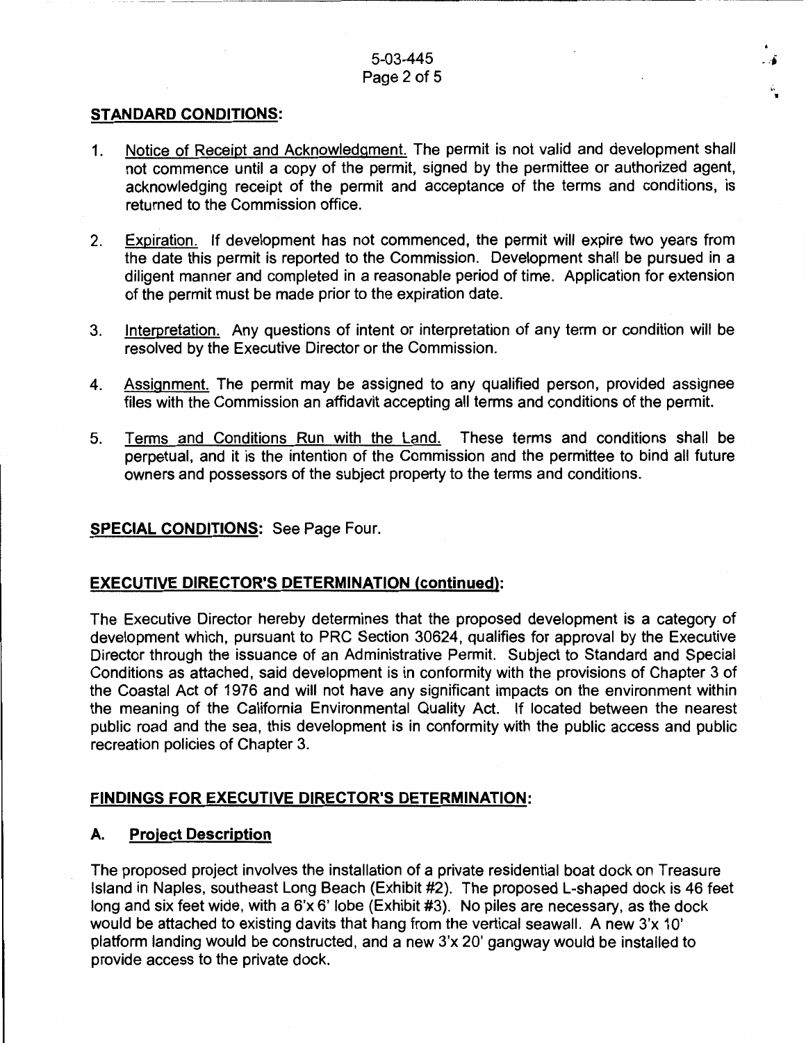## STANDARD CONDITIONS:

1. Notice of Receipt and Acknowledgment. The permit is not valid and development shall not commence until a copy of the permit, signed by the permittee or authorized agent, acknowledging receipt of the permit and acceptance of the terms and conditions, is returned to the Commission office.

2. Expiration. If development has not commenced, the permit will expire two years from the date this permit is reported to the Commission. Development shall be pursued in a diligent manner and completed in a reasonable period of time. Application for extension of the permit must be made prior to the expiration date.

3. Interpretation. Any questions of intent or interpretation of any term or condition will be resolved by the Executive Director or the Commission.

4. Assignment. The permit may be assigned to any qualified person, provided assignee files with the Commission an affidavit accepting all terms and conditions of the permit.

5. Terms and Conditions Run with the Land. These terms and conditions shall be perpetual, and it is the intention of the Commission and the permittee to bind all future owners and possessors of the subject property to the terms and conditions.

**SPECIAL CONDITIONS:** See Page Four.

## EXECUTIVE DIRECTOR'S DETERMINATION (continued):

The Executive Director hereby determines that the proposed development is a category of development which, pursuant to PRC Section 30624, qualifies for approval by the Executive Director through the issuance of an Administrative Permit. Subject to Standard and Special Conditions as attached, said development is in conformity with the provisions of Chapter 3 of the Coastal Act of 1976 and will not have any significant impacts on the environment within the meaning of the California Environmental Quality Act. If located between the nearest public road and the sea, this development is in conformity with the public access and public recreation policies of Chapter 3.

## FINDINGS FOR EXECUTIVE DIRECTOR'S DETERMINATION:

### A. Project Description

The proposed project involves the installation of a private residential boat dock on Treasure Island in Naples, southeast Long Beach (Exhibit #2). The proposed L-shaped dock is 46 feet long and six feet wide, with a 6'x 6' lobe (Exhibit #3). No piles are necessary, as the dock would be attached to existing davits that hang from the vertical seawall. A new 3'x 10' platform landing would be constructed, and a new 3'x 20' gangway would be installed to provide access to the private dock.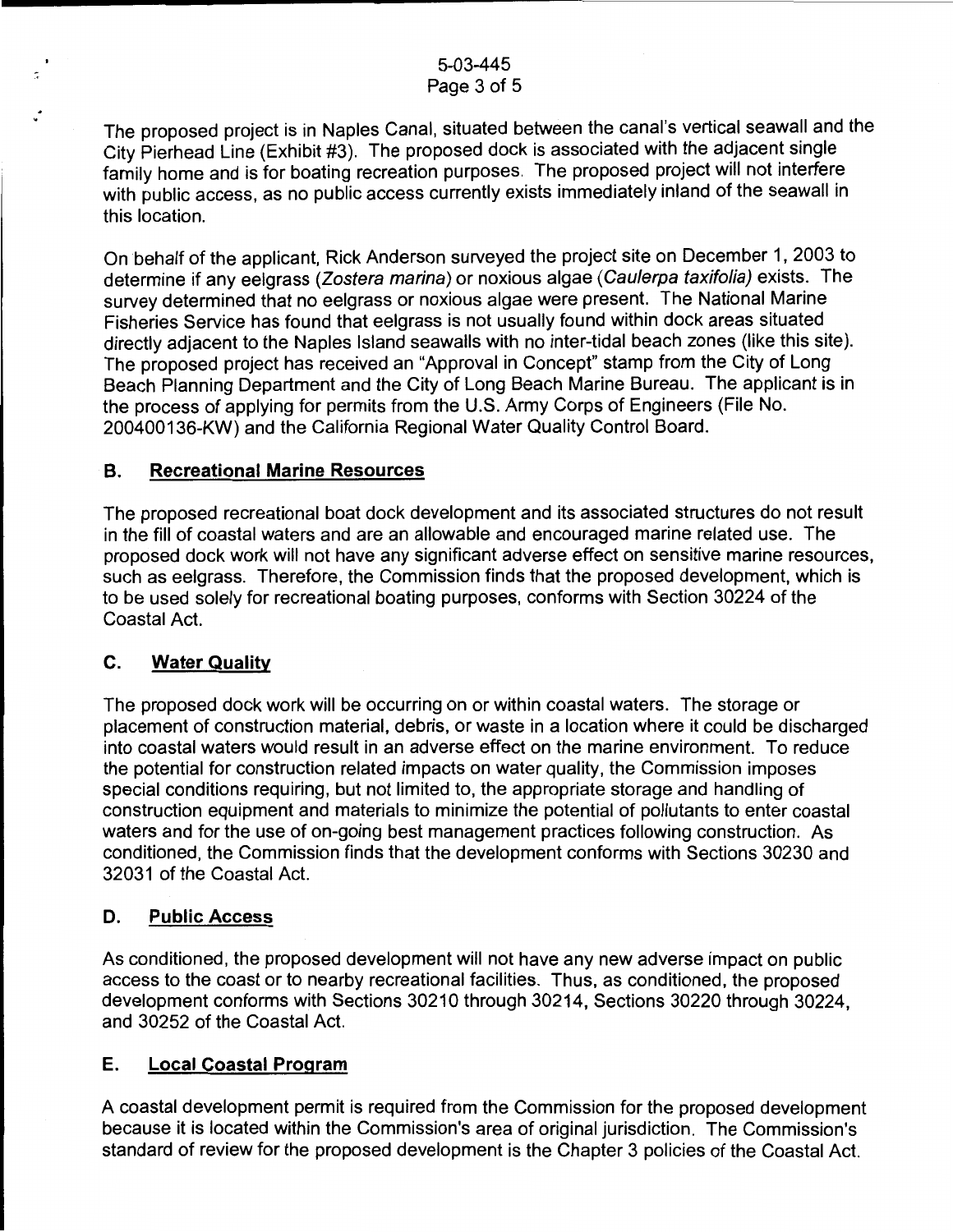The proposed project is in Naples Canal, situated between the canal's vertical seawall and the City Pierhead Line (Exhibit #3). The proposed dock is associated with the adjacent single family home and is for boating recreation purposes. The proposed project will not interfere with public access, as no public access currently exists immediately inland of the seawall in this location.

On behalf of the applicant, Rick Anderson surveyed the project site on December 1, 2003 to determine if any eelgrass (*Zostera marina*) or noxious algae (*Caulerpa taxifolia*) exists. The survey determined that no eelgrass or noxious algae were present. The National Marine Fisheries Service has found that eelgrass is not usually found within dock areas situated directly adjacent to the Naples Island seawalls with no inter-tidal beach zones (like this site). The proposed project has received an "Approval in Concept" stamp from the City of Long Beach Planning Department and the City of Long Beach Marine Bureau. The applicant is in the process of applying for permits from the U.S. Army Corps of Engineers (File No. 200400136-KW) and the California Regional Water Quality Control Board.

## B. Recreational Marine Resources

The proposed recreational boat dock development and its associated structures do not result in the fill of coastal waters and are an allowable and encouraged marine related use. The proposed dock work will not have any significant adverse effect on sensitive marine resources, such as eelgrass. Therefore, the Commission finds that the proposed development, which is to be used solely for recreational boating purposes, conforms with Section 30224 of the Coastal Act.

## C. Water Quality

The proposed dock work will be occurring on or within coastal waters. The storage or placement of construction material, debris, or waste in a location where it could be discharged into coastal waters would result in an adverse effect on the marine environment. To reduce the potential for construction related impacts on water quality, the Commission imposes special conditions requiring, but not limited to, the appropriate storage and handling of construction equipment and materials to minimize the potential of pollutants to enter coastal waters and for the use of on-going best management practices following construction. As conditioned, the Commission finds that the development conforms with Sections 30230 and 32031 of the Coastal Act.

## D. Public Access

As conditioned, the proposed development will not have any new adverse impact on public access to the coast or to nearby recreational facilities. Thus, as conditioned, the proposed development conforms with Sections 30210 through 30214, Sections 30220 through 30224, and 30252 of the Coastal Act.

## E. Local Coastal Program

A coastal development permit is required from the Commission for the proposed development because it is located within the Commission's area of original jurisdiction. The Commission's standard of review for the proposed development is the Chapter 3 policies of the Coastal Act.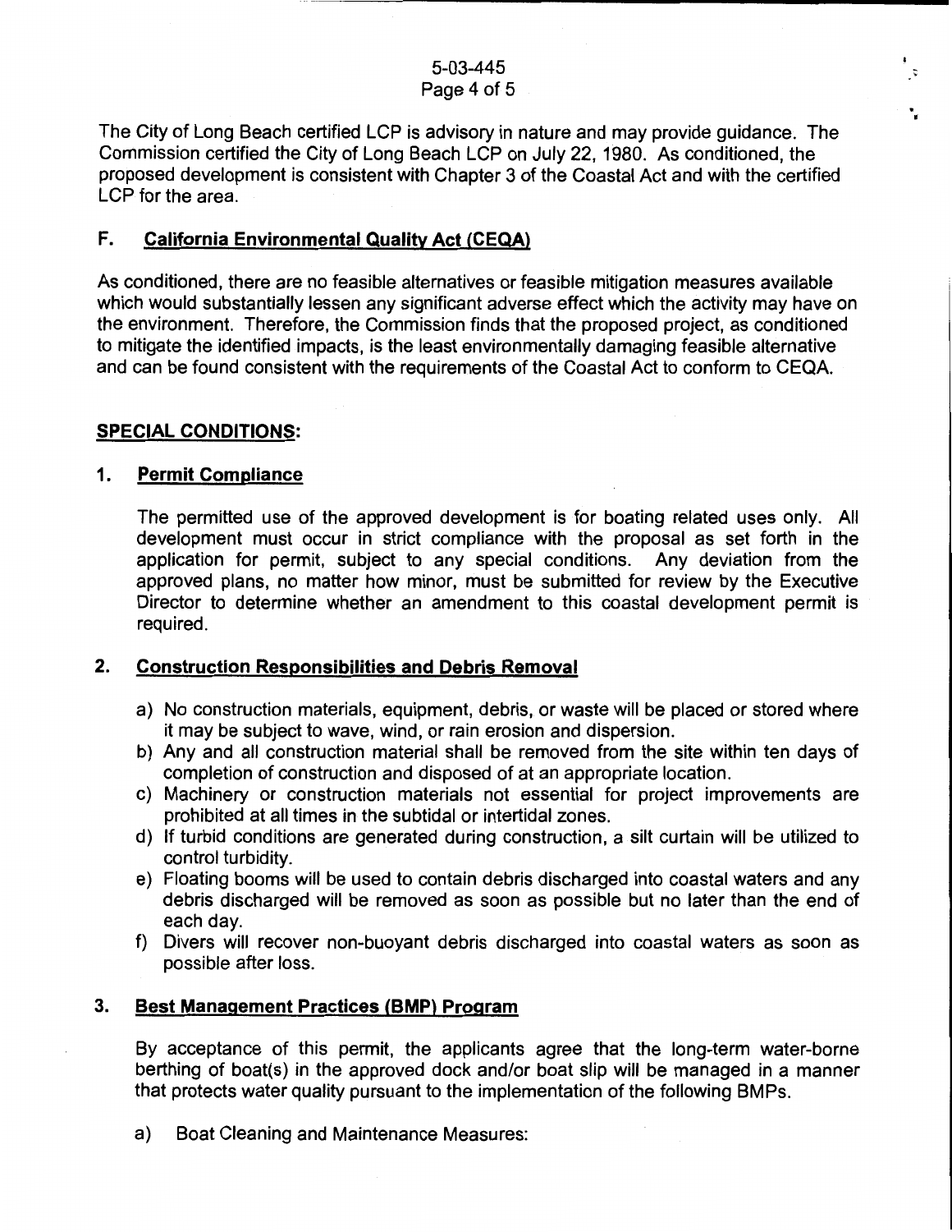The City of Long Beach certified LCP is advisory in nature and may provide guidance. The Commission certified the City of Long Beach LCP on July 22, 1980. As conditioned, the proposed development is consistent with Chapter 3 of the Coastal Act and with the certified LCP for the area.

## F. California Environmental Quality Act (CEQA)

As conditioned, there are no feasible alternatives or feasible mitigation measures available which would substantially lessen any significant adverse effect which the activity may have on the environment. Therefore, the Commission finds that the proposed project, as conditioned to mitigate the identified impacts, is the least environmentally damaging feasible alternative and can be found consistent with the requirements of the Coastal Act to conform to CEQA.

## SPECIAL CONDITIONS:

### 1. Permit Compliance

The permitted use of the approved development is for boating related uses only. All development must occur in strict compliance with the proposal as set forth in the application for permit, subject to any special conditions. Any deviation from the approved plans, no matter how minor, must be submitted for review by the Executive Director to determine whether an amendment to this coastal development permit is required.

### 2. Construction Responsibilities and Debris Removal

a) No construction materials, equipment, debris, or waste will be placed or stored where it may be subject to wave, wind, or rain erosion and dispersion.

b) Any and all construction material shall be removed from the site within ten days of completion of construction and disposed of at an appropriate location.

c) Machinery or construction materials not essential for project improvements are prohibited at all times in the subtidal or intertidal zones.

d) If turbid conditions are generated during construction, a silt curtain will be utilized to control turbidity.

e) Floating booms will be used to contain debris discharged into coastal waters and any debris discharged will be removed as soon as possible but no later than the end of each day.

f) Divers will recover non-buoyant debris discharged into coastal waters as soon as possible after loss.

### 3. Best Management Practices (BMP) Program

By acceptance of this permit, the applicants agree that the long-term water-borne berthing of boat(s) in the approved dock and/or boat slip will be managed in a manner that protects water quality pursuant to the implementation of the following BMPs.

a) Boat Cleaning and Maintenance Measures: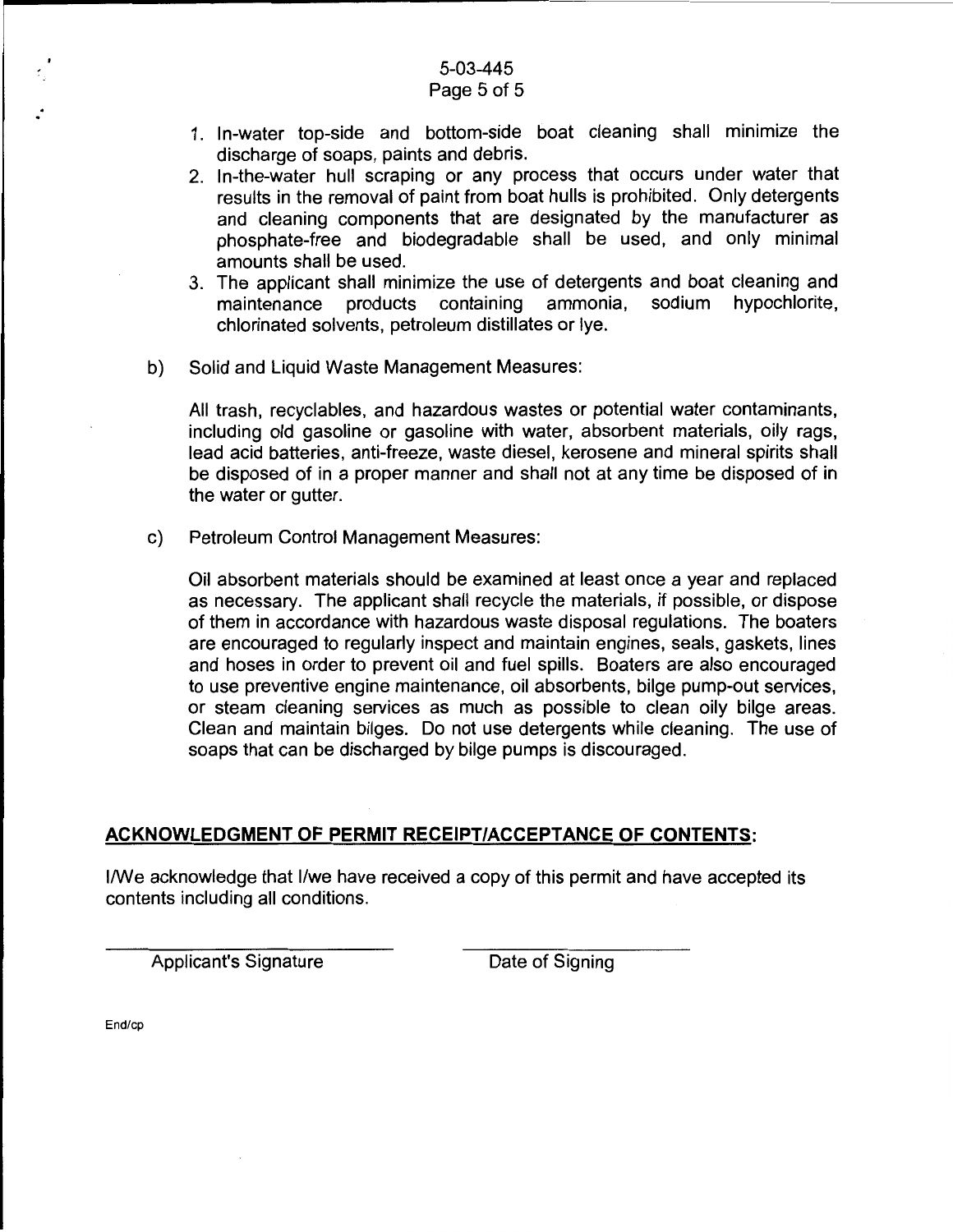1. In-water top-side and bottom-side boat cleaning shall minimize the discharge of soaps, paints and debris.
2. In-the-water hull scraping or any process that occurs under water that results in the removal of paint from boat hulls is prohibited. Only detergents and cleaning components that are designated by the manufacturer as phosphate-free and biodegradable shall be used, and only minimal amounts shall be used.
3. The applicant shall minimize the use of detergents and boat cleaning and maintenance products containing ammonia, sodium hypochlorite, chlorinated solvents, petroleum distillates or lye.

b) Solid and Liquid Waste Management Measures:

All trash, recyclables, and hazardous wastes or potential water contaminants, including old gasoline or gasoline with water, absorbent materials, oily rags, lead acid batteries, anti-freeze, waste diesel, kerosene and mineral spirits shall be disposed of in a proper manner and shall not at any time be disposed of in the water or gutter.

c) Petroleum Control Management Measures:

Oil absorbent materials should be examined at least once a year and replaced as necessary. The applicant shall recycle the materials, if possible, or dispose of them in accordance with hazardous waste disposal regulations. The boaters are encouraged to regularly inspect and maintain engines, seals, gaskets, lines and hoses in order to prevent oil and fuel spills. Boaters are also encouraged to use preventive engine maintenance, oil absorbents, bilge pump-out services, or steam cleaning services as much as possible to clean oily bilge areas. Clean and maintain bilges. Do not use detergents while cleaning. The use of soaps that can be discharged by bilge pumps is discouraged.

## ACKNOWLEDGMENT OF PERMIT RECEIPT/ACCEPTANCE OF CONTENTS:

I/We acknowledge that I/we have received a copy of this permit and have accepted its contents including all conditions.

_____________________________ _____________________________

Applicant's Signature Date of Signing

End/cp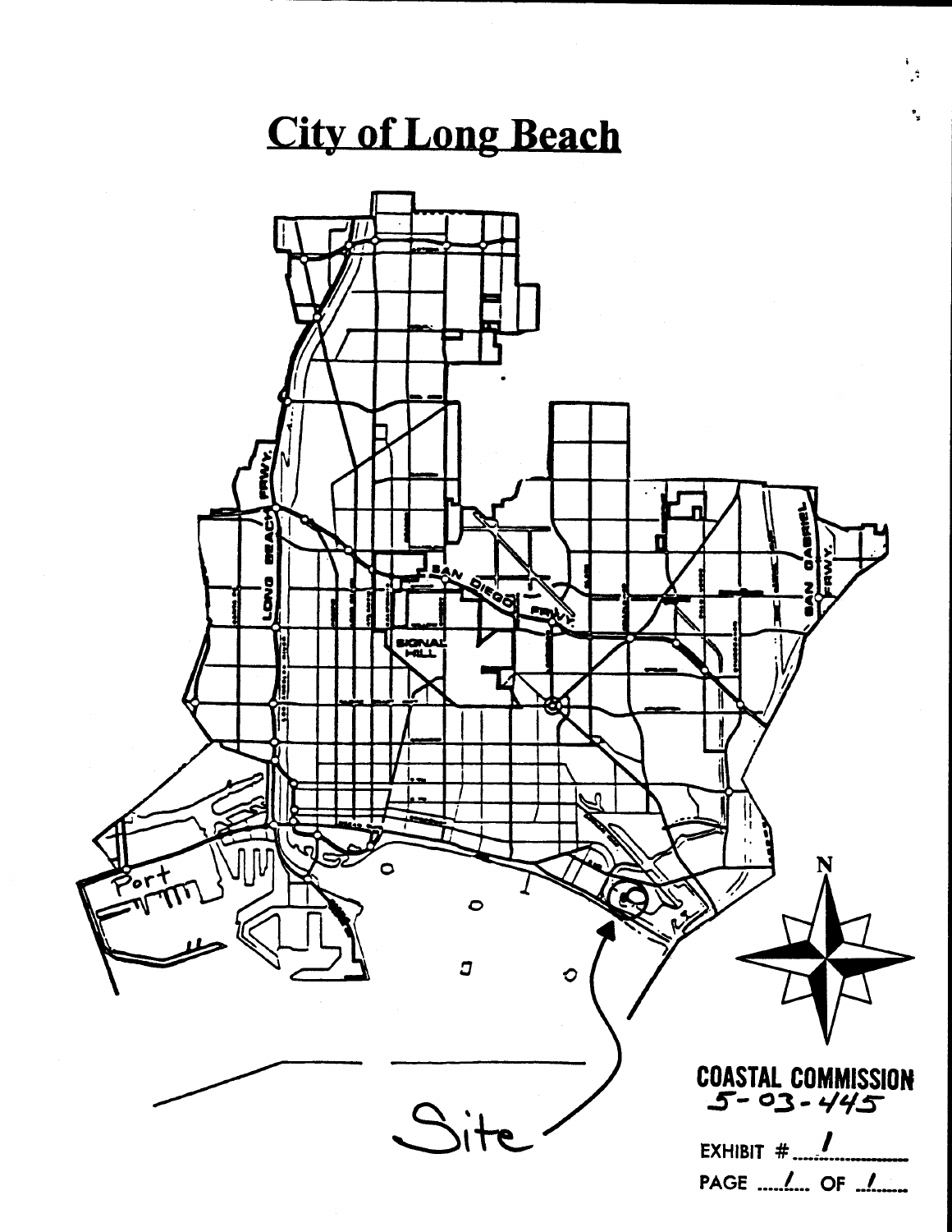# City of Long Beach

Port

Site

COASTAL COMMISSION
5-03-445

EXHIBIT # 1

PAGE 1 OF 1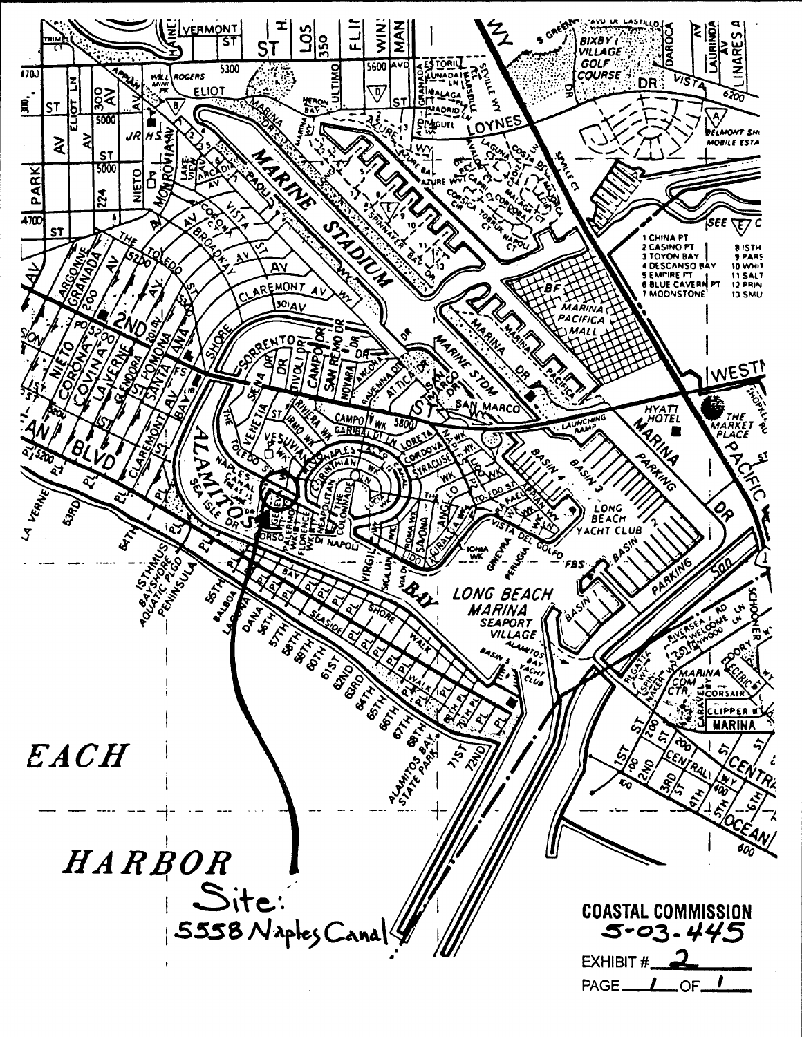Site:
5558 Naples Canal

**COASTAL COMMISSION**
**5-03-445**

EXHIBIT # 2

PAGE 1 OF 1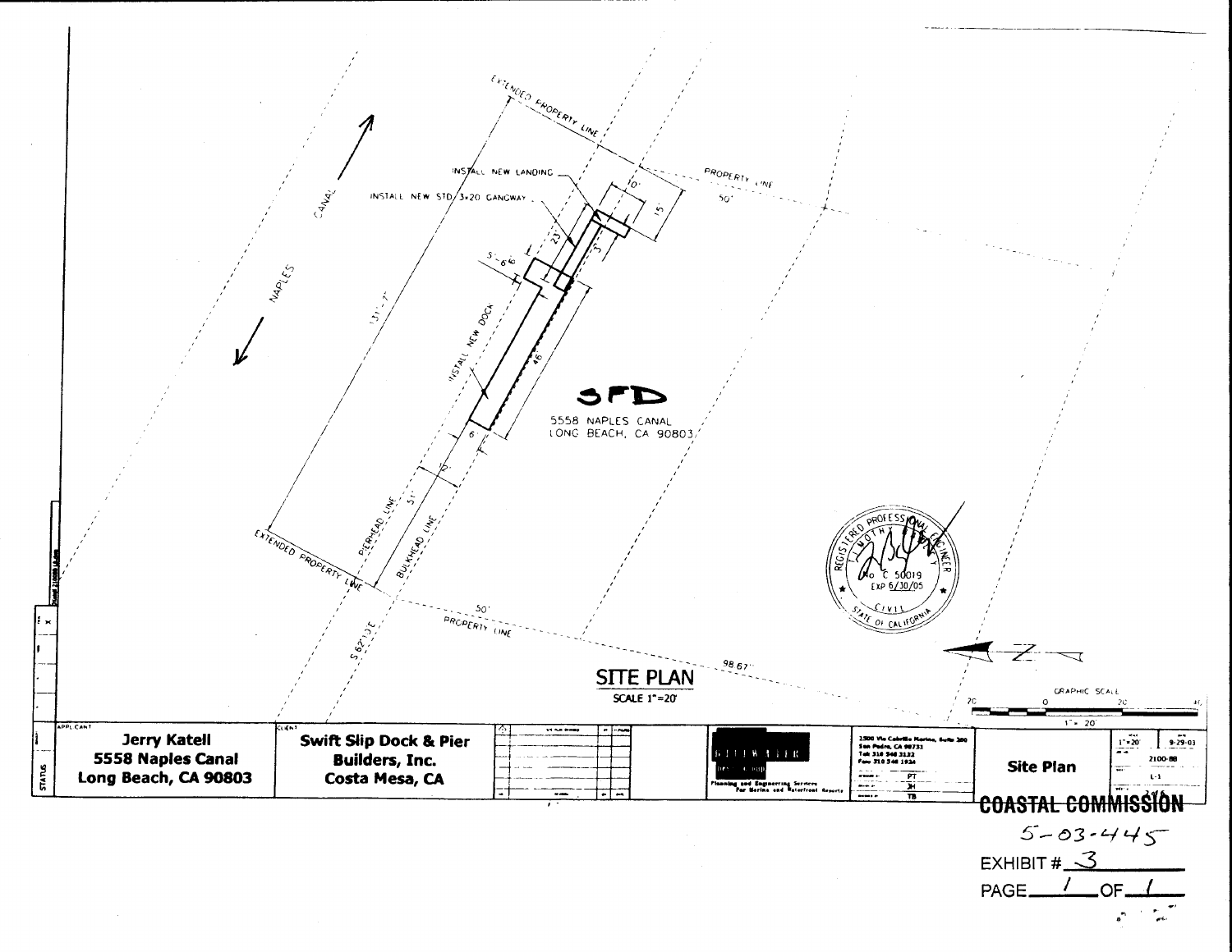EXTENDED PROPERTY LINE

INSTALL NEW LANDING

INSTALL NEW STD 3x20 GANGWAY

PROPERTY LINE

50'

10'

15'

23'

3'

5'-6"

NAPLES CANAL

131'-7"

INSTALL NEW DOCK

46'

SFD

5558 NAPLES CANAL
LONG BEACH, CA 90803

6'

12'

51'

PIERHEAD LINE

BULKHEAD LINE

EXTENDED PROPERTY LINE

50'

PROPERTY LINE

S 62°10' E

98.67'

REGISTERED PROFESSIONAL ENGINEER
TIMOTHY
No. C 50019
EXP 6/30/05
CIVIL
STATE OF CALIFORNIA

N

## SITE PLAN

SCALE 1"=20'

GRAPHIC SCALE
20 0 20 40
1" = 20'

| | | | | |
|---|---|---|---|---|
| APPLICANT<br>**Jerry Katell**<br>**5558 Naples Canal**<br>**Long Beach, CA 90803** | CLIENT<br>**Swift Slip Dock & Pier Builders, Inc.**<br>**Costa Mesa, CA** | Planning and Engineering Services For Marine and Waterfront Resorts | 2500 Via Cabrillo Marina, Suite 200<br>San Pedro, CA 90731<br>Tel: 310 548 3132<br>Fax: 310 548 1934<br>PT<br>JH<br>TB | **Site Plan**<br>1"=20'<br>9-29-03<br>2100-88<br>L-1 |

STATUS

**COASTAL COMMISSION**

5-03-445

EXHIBIT # 3

PAGE 1 OF 1